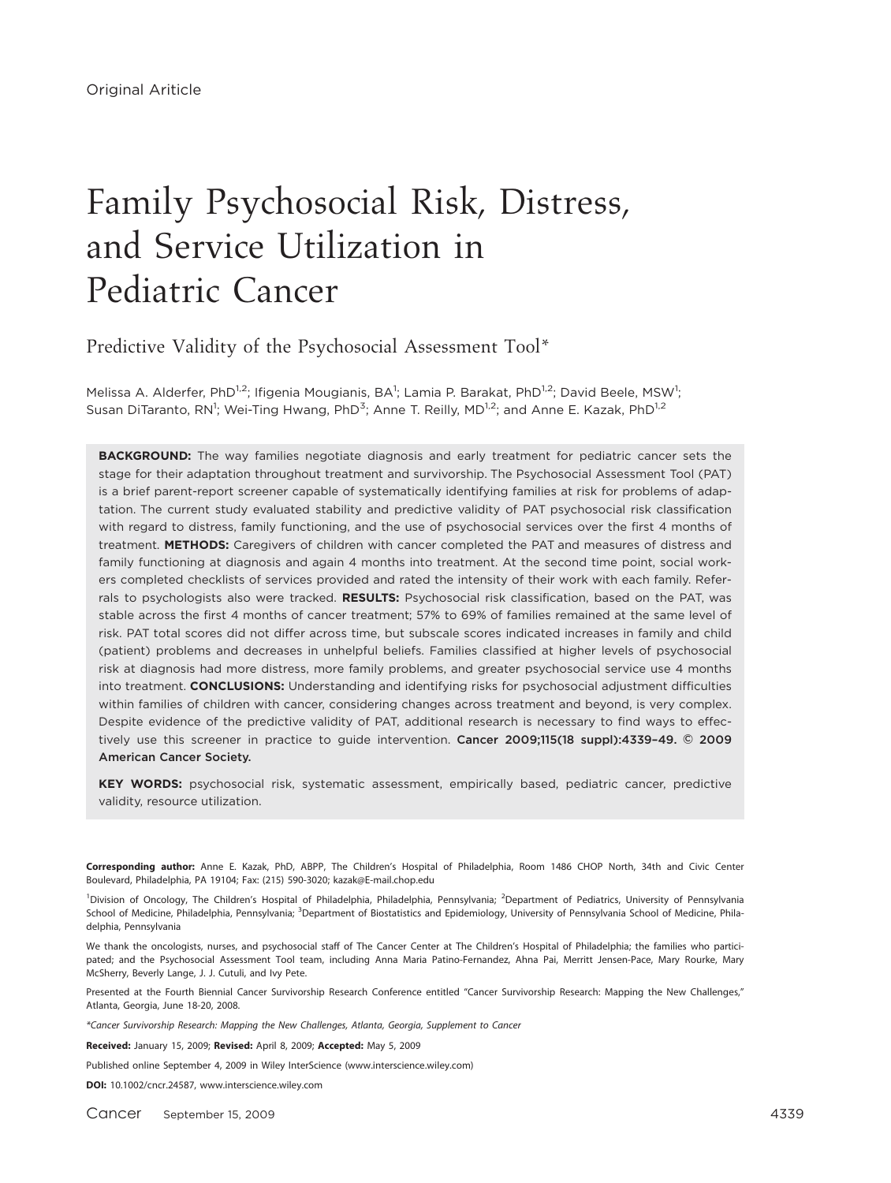Original Ariticle

# Family Psychosocial Risk, Distress, and Service Utilization in Pediatric Cancer

## Predictive Validity of the Psychosocial Assessment Tool*

Melissa A. Alderfer, PhD[1,2]; Ifigenia Mougianis, BA[1]; Lamia P. Barakat, PhD[1,2]; David Beele, MSW[1]; Susan DiTaranto, RN[1]; Wei-Ting Hwang, PhD[3]; Anne T. Reilly, MD[1,2]; and Anne E. Kazak, PhD[1,2]

**BACKGROUND:** The way families negotiate diagnosis and early treatment for pediatric cancer sets the stage for their adaptation throughout treatment and survivorship. The Psychosocial Assessment Tool (PAT) is a brief parent-report screener capable of systematically identifying families at risk for problems of adaptation. The current study evaluated stability and predictive validity of PAT psychosocial risk classification with regard to distress, family functioning, and the use of psychosocial services over the first 4 months of treatment. **METHODS:** Caregivers of children with cancer completed the PAT and measures of distress and family functioning at diagnosis and again 4 months into treatment. At the second time point, social workers completed checklists of services provided and rated the intensity of their work with each family. Referrals to psychologists also were tracked. **RESULTS:** Psychosocial risk classification, based on the PAT, was stable across the first 4 months of cancer treatment; 57% to 69% of families remained at the same level of risk. PAT total scores did not differ across time, but subscale scores indicated increases in family and child (patient) problems and decreases in unhelpful beliefs. Families classified at higher levels of psychosocial risk at diagnosis had more distress, more family problems, and greater psychosocial service use 4 months into treatment. **CONCLUSIONS:** Understanding and identifying risks for psychosocial adjustment difficulties within families of children with cancer, considering changes across treatment and beyond, is very complex. Despite evidence of the predictive validity of PAT, additional research is necessary to find ways to effectively use this screener in practice to guide intervention. **Cancer 2009;115(18 suppl):4339–49. © 2009 American Cancer Society.**

**KEY WORDS:** psychosocial risk, systematic assessment, empirically based, pediatric cancer, predictive validity, resource utilization.

**Corresponding author:** Anne E. Kazak, PhD, ABPP, The Children's Hospital of Philadelphia, Room 1486 CHOP North, 34th and Civic Center Boulevard, Philadelphia, PA 19104; Fax: (215) 590-3020; kazak@E-mail.chop.edu

[1]Division of Oncology, The Children's Hospital of Philadelphia, Philadelphia, Pennsylvania; [2]Department of Pediatrics, University of Pennsylvania School of Medicine, Philadelphia, Pennsylvania; [3]Department of Biostatistics and Epidemiology, University of Pennsylvania School of Medicine, Philadelphia, Pennsylvania

We thank the oncologists, nurses, and psychosocial staff of The Cancer Center at The Children's Hospital of Philadelphia; the families who participated; and the Psychosocial Assessment Tool team, including Anna Maria Patino-Fernandez, Ahna Pai, Merritt Jensen-Pace, Mary Rourke, Mary McSherry, Beverly Lange, J. J. Cutuli, and Ivy Pete.

Presented at the Fourth Biennial Cancer Survivorship Research Conference entitled "Cancer Survivorship Research: Mapping the New Challenges," Atlanta, Georgia, June 18-20, 2008.

*Cancer Survivorship Research: Mapping the New Challenges, Atlanta, Georgia, Supplement to Cancer*

**Received:** January 15, 2009; **Revised:** April 8, 2009; **Accepted:** May 5, 2009

Published online September 4, 2009 in Wiley InterScience (www.interscience.wiley.com)

**DOI:** 10.1002/cncr.24587, www.interscience.wiley.com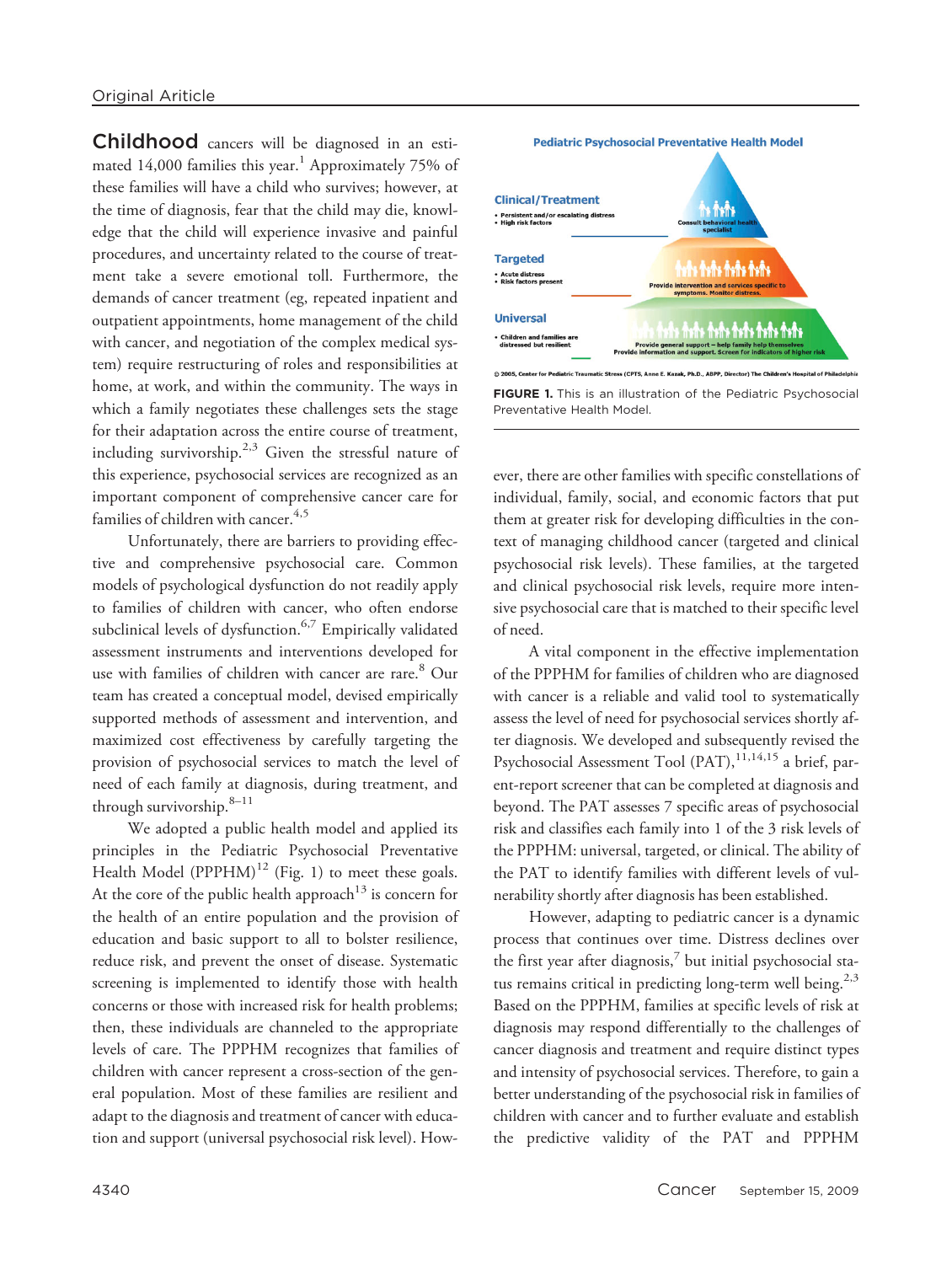Childhood cancers will be diagnosed in an estimated 14,000 families this year.[1] Approximately 75% of these families will have a child who survives; however, at the time of diagnosis, fear that the child may die, knowledge that the child will experience invasive and painful procedures, and uncertainty related to the course of treatment take a severe emotional toll. Furthermore, the demands of cancer treatment (eg, repeated inpatient and outpatient appointments, home management of the child with cancer, and negotiation of the complex medical system) require restructuring of roles and responsibilities at home, at work, and within the community. The ways in which a family negotiates these challenges sets the stage for their adaptation across the entire course of treatment, including survivorship.[2,3] Given the stressful nature of this experience, psychosocial services are recognized as an important component of comprehensive cancer care for families of children with cancer.[4,5]

Unfortunately, there are barriers to providing effective and comprehensive psychosocial care. Common models of psychological dysfunction do not readily apply to families of children with cancer, who often endorse subclinical levels of dysfunction.[6,7] Empirically validated assessment instruments and interventions developed for use with families of children with cancer are rare.[8] Our team has created a conceptual model, devised empirically supported methods of assessment and intervention, and maximized cost effectiveness by carefully targeting the provision of psychosocial services to match the level of need of each family at diagnosis, during treatment, and through survivorship.[8–11]

We adopted a public health model and applied its principles in the Pediatric Psychosocial Preventative Health Model (PPPHM)[12] (Fig. 1) to meet these goals. At the core of the public health approach[13] is concern for the health of an entire population and the provision of education and basic support to all to bolster resilience, reduce risk, and prevent the onset of disease. Systematic screening is implemented to identify those with health concerns or those with increased risk for health problems; then, these individuals are channeled to the appropriate levels of care. The PPPHM recognizes that families of children with cancer represent a cross-section of the general population. Most of these families are resilient and adapt to the diagnosis and treatment of cancer with education and support (universal psychosocial risk level). However, there are other families with specific constellations of individual, family, social, and economic factors that put them at greater risk for developing difficulties in the context of managing childhood cancer (targeted and clinical psychosocial risk levels). These families, at the targeted and clinical psychosocial risk levels, require more intensive psychosocial care that is matched to their specific level of need.

FIGURE 1. This is an illustration of the Pediatric Psychosocial Preventative Health Model.

A vital component in the effective implementation of the PPPHM for families of children who are diagnosed with cancer is a reliable and valid tool to systematically assess the level of need for psychosocial services shortly after diagnosis. We developed and subsequently revised the Psychosocial Assessment Tool (PAT),[11,14,15] a brief, parent-report screener that can be completed at diagnosis and beyond. The PAT assesses 7 specific areas of psychosocial risk and classifies each family into 1 of the 3 risk levels of the PPPHM: universal, targeted, or clinical. The ability of the PAT to identify families with different levels of vulnerability shortly after diagnosis has been established.

However, adapting to pediatric cancer is a dynamic process that continues over time. Distress declines over the first year after diagnosis,[7] but initial psychosocial status remains critical in predicting long-term well being.[2,3] Based on the PPPHM, families at specific levels of risk at diagnosis may respond differentially to the challenges of cancer diagnosis and treatment and require distinct types and intensity of psychosocial services. Therefore, to gain a better understanding of the psychosocial risk in families of children with cancer and to further evaluate and establish the predictive validity of the PAT and PPPHM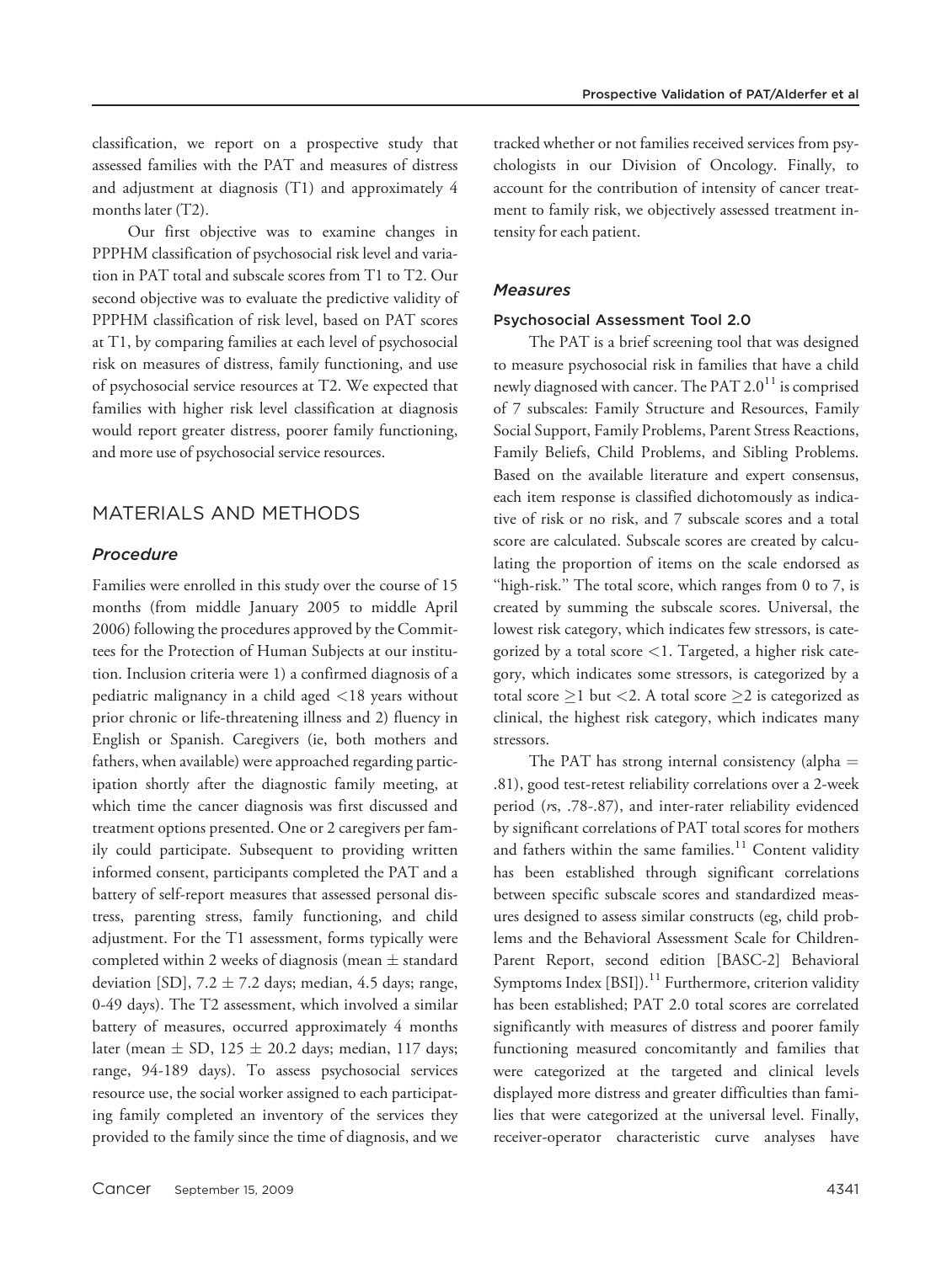classification, we report on a prospective study that assessed families with the PAT and measures of distress and adjustment at diagnosis (T1) and approximately 4 months later (T2).

Our first objective was to examine changes in PPPHM classification of psychosocial risk level and variation in PAT total and subscale scores from T1 to T2. Our second objective was to evaluate the predictive validity of PPPHM classification of risk level, based on PAT scores at T1, by comparing families at each level of psychosocial risk on measures of distress, family functioning, and use of psychosocial service resources at T2. We expected that families with higher risk level classification at diagnosis would report greater distress, poorer family functioning, and more use of psychosocial service resources.

## MATERIALS AND METHODS

### *Procedure*

Families were enrolled in this study over the course of 15 months (from middle January 2005 to middle April 2006) following the procedures approved by the Committees for the Protection of Human Subjects at our institution. Inclusion criteria were 1) a confirmed diagnosis of a pediatric malignancy in a child aged <18 years without prior chronic or life-threatening illness and 2) fluency in English or Spanish. Caregivers (ie, both mothers and fathers, when available) were approached regarding participation shortly after the diagnostic family meeting, at which time the cancer diagnosis was first discussed and treatment options presented. One or 2 caregivers per family could participate. Subsequent to providing written informed consent, participants completed the PAT and a battery of self-report measures that assessed personal distress, parenting stress, family functioning, and child adjustment. For the T1 assessment, forms typically were completed within 2 weeks of diagnosis (mean ± standard deviation [SD], 7.2 ± 7.2 days; median, 4.5 days; range, 0-49 days). The T2 assessment, which involved a similar battery of measures, occurred approximately 4 months later (mean ± SD, 125 ± 20.2 days; median, 117 days; range, 94-189 days). To assess psychosocial services resource use, the social worker assigned to each participating family completed an inventory of the services they provided to the family since the time of diagnosis, and we tracked whether or not families received services from psychologists in our Division of Oncology. Finally, to account for the contribution of intensity of cancer treatment to family risk, we objectively assessed treatment intensity for each patient.

### *Measures*

#### Psychosocial Assessment Tool 2.0

The PAT is a brief screening tool that was designed to measure psychosocial risk in families that have a child newly diagnosed with cancer. The PAT 2.0[11] is comprised of 7 subscales: Family Structure and Resources, Family Social Support, Family Problems, Parent Stress Reactions, Family Beliefs, Child Problems, and Sibling Problems. Based on the available literature and expert consensus, each item response is classified dichotomously as indicative of risk or no risk, and 7 subscale scores and a total score are calculated. Subscale scores are created by calculating the proportion of items on the scale endorsed as "high-risk." The total score, which ranges from 0 to 7, is created by summing the subscale scores. Universal, the lowest risk category, which indicates few stressors, is categorized by a total score <1. Targeted, a higher risk category, which indicates some stressors, is categorized by a total score ≥1 but <2. A total score ≥2 is categorized as clinical, the highest risk category, which indicates many stressors.

The PAT has strong internal consistency (alpha = .81), good test-retest reliability correlations over a 2-week period (*r*s, .78-.87), and inter-rater reliability evidenced by significant correlations of PAT total scores for mothers and fathers within the same families.[11] Content validity has been established through significant correlations between specific subscale scores and standardized measures designed to assess similar constructs (eg, child problems and the Behavioral Assessment Scale for Children-Parent Report, second edition [BASC-2] Behavioral Symptoms Index [BSI]).[11] Furthermore, criterion validity has been established; PAT 2.0 total scores are correlated significantly with measures of distress and poorer family functioning measured concomitantly and families that were categorized at the targeted and clinical levels displayed more distress and greater difficulties than families that were categorized at the universal level. Finally, receiver-operator characteristic curve analyses have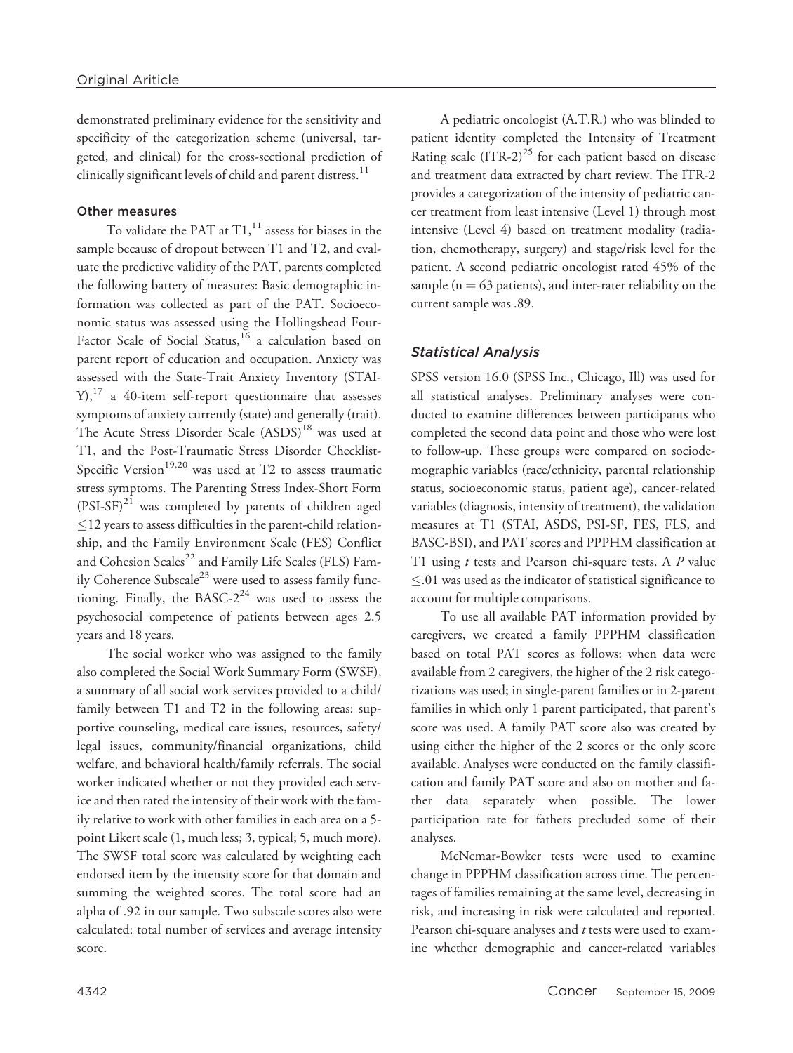demonstrated preliminary evidence for the sensitivity and specificity of the categorization scheme (universal, targeted, and clinical) for the cross-sectional prediction of clinically significant levels of child and parent distress.[11]

### Other measures

To validate the PAT at T1,[11] assess for biases in the sample because of dropout between T1 and T2, and evaluate the predictive validity of the PAT, parents completed the following battery of measures: Basic demographic information was collected as part of the PAT. Socioeconomic status was assessed using the Hollingshead Four-Factor Scale of Social Status,[16] a calculation based on parent report of education and occupation. Anxiety was assessed with the State-Trait Anxiety Inventory (STAI-Y),[17] a 40-item self-report questionnaire that assesses symptoms of anxiety currently (state) and generally (trait). The Acute Stress Disorder Scale (ASDS)[18] was used at T1, and the Post-Traumatic Stress Disorder Checklist-Specific Version[19,20] was used at T2 to assess traumatic stress symptoms. The Parenting Stress Index-Short Form (PSI-SF)[21] was completed by parents of children aged ≤12 years to assess difficulties in the parent-child relationship, and the Family Environment Scale (FES) Conflict and Cohesion Scales[22] and Family Life Scales (FLS) Family Coherence Subscale[23] were used to assess family functioning. Finally, the BASC-2[24] was used to assess the psychosocial competence of patients between ages 2.5 years and 18 years.

The social worker who was assigned to the family also completed the Social Work Summary Form (SWSF), a summary of all social work services provided to a child/family between T1 and T2 in the following areas: supportive counseling, medical care issues, resources, safety/legal issues, community/financial organizations, child welfare, and behavioral health/family referrals. The social worker indicated whether or not they provided each service and then rated the intensity of their work with the family relative to work with other families in each area on a 5-point Likert scale (1, much less; 3, typical; 5, much more). The SWSF total score was calculated by weighting each endorsed item by the intensity score for that domain and summing the weighted scores. The total score had an alpha of .92 in our sample. Two subscale scores also were calculated: total number of services and average intensity score.

A pediatric oncologist (A.T.R.) who was blinded to patient identity completed the Intensity of Treatment Rating scale (ITR-2)[25] for each patient based on disease and treatment data extracted by chart review. The ITR-2 provides a categorization of the intensity of pediatric cancer treatment from least intensive (Level 1) through most intensive (Level 4) based on treatment modality (radiation, chemotherapy, surgery) and stage/risk level for the patient. A second pediatric oncologist rated 45% of the sample (n = 63 patients), and inter-rater reliability on the current sample was .89.

## *Statistical Analysis*

SPSS version 16.0 (SPSS Inc., Chicago, Ill) was used for all statistical analyses. Preliminary analyses were conducted to examine differences between participants who completed the second data point and those who were lost to follow-up. These groups were compared on sociodemographic variables (race/ethnicity, parental relationship status, socioeconomic status, patient age), cancer-related variables (diagnosis, intensity of treatment), the validation measures at T1 (STAI, ASDS, PSI-SF, FES, FLS, and BASC-BSI), and PAT scores and PPPHM classification at T1 using *t* tests and Pearson chi-square tests. A *P* value ≤.01 was used as the indicator of statistical significance to account for multiple comparisons.

To use all available PAT information provided by caregivers, we created a family PPPHM classification based on total PAT scores as follows: when data were available from 2 caregivers, the higher of the 2 risk categorizations was used; in single-parent families or in 2-parent families in which only 1 parent participated, that parent's score was used. A family PAT score also was created by using either the higher of the 2 scores or the only score available. Analyses were conducted on the family classification and family PAT score and also on mother and father data separately when possible. The lower participation rate for fathers precluded some of their analyses.

McNemar-Bowker tests were used to examine change in PPPHM classification across time. The percentages of families remaining at the same level, decreasing in risk, and increasing in risk were calculated and reported. Pearson chi-square analyses and *t* tests were used to examine whether demographic and cancer-related variables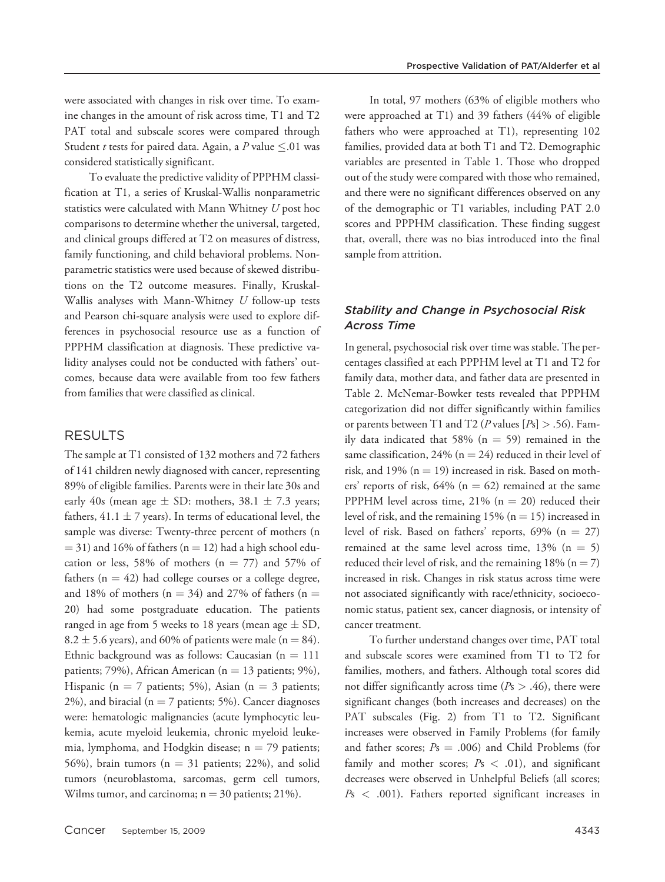were associated with changes in risk over time. To examine changes in the amount of risk across time, T1 and T2 PAT total and subscale scores were compared through Student *t* tests for paired data. Again, a *P* value $\leq$.01 was considered statistically significant.

To evaluate the predictive validity of PPPHM classification at T1, a series of Kruskal-Wallis nonparametric statistics were calculated with Mann Whitney *U* post hoc comparisons to determine whether the universal, targeted, and clinical groups differed at T2 on measures of distress, family functioning, and child behavioral problems. Nonparametric statistics were used because of skewed distributions on the T2 outcome measures. Finally, Kruskal-Wallis analyses with Mann-Whitney *U* follow-up tests and Pearson chi-square analysis were used to explore differences in psychosocial resource use as a function of PPPHM classification at diagnosis. These predictive validity analyses could not be conducted with fathers' outcomes, because data were available from too few fathers from families that were classified as clinical.

## RESULTS

The sample at T1 consisted of 132 mothers and 72 fathers of 141 children newly diagnosed with cancer, representing 89% of eligible families. Parents were in their late 30s and early 40s (mean age ± SD: mothers, 38.1 ± 7.3 years; fathers, 41.1 ± 7 years). In terms of educational level, the sample was diverse: Twenty-three percent of mothers (n = 31) and 16% of fathers (n = 12) had a high school education or less, 58% of mothers (n = 77) and 57% of fathers (n = 42) had college courses or a college degree, and 18% of mothers (n = 34) and 27% of fathers (n = 20) had some postgraduate education. The patients ranged in age from 5 weeks to 18 years (mean age ± SD, 8.2 ± 5.6 years), and 60% of patients were male (n = 84). Ethnic background was as follows: Caucasian (n = 111 patients; 79%), African American (n = 13 patients; 9%), Hispanic (n = 7 patients; 5%), Asian (n = 3 patients; 2%), and biracial (n = 7 patients; 5%). Cancer diagnoses were: hematologic malignancies (acute lymphocytic leukemia, acute myeloid leukemia, chronic myeloid leukemia, lymphoma, and Hodgkin disease; n = 79 patients; 56%), brain tumors (n = 31 patients; 22%), and solid tumors (neuroblastoma, sarcomas, germ cell tumors, Wilms tumor, and carcinoma; n = 30 patients; 21%).

In total, 97 mothers (63% of eligible mothers who were approached at T1) and 39 fathers (44% of eligible fathers who were approached at T1), representing 102 families, provided data at both T1 and T2. Demographic variables are presented in Table 1. Those who dropped out of the study were compared with those who remained, and there were no significant differences observed on any of the demographic or T1 variables, including PAT 2.0 scores and PPPHM classification. These finding suggest that, overall, there was no bias introduced into the final sample from attrition.

### *Stability and Change in Psychosocial Risk Across Time*

In general, psychosocial risk over time was stable. The percentages classified at each PPPHM level at T1 and T2 for family data, mother data, and father data are presented in Table 2. McNemar-Bowker tests revealed that PPPHM categorization did not differ significantly within families or parents between T1 and T2 (*P* values [*P*s] > .56). Family data indicated that 58% (n = 59) remained in the same classification, 24% (n = 24) reduced in their level of risk, and 19% (n = 19) increased in risk. Based on mothers' reports of risk, 64% (n = 62) remained at the same PPPHM level across time, 21% (n = 20) reduced their level of risk, and the remaining 15% (n = 15) increased in level of risk. Based on fathers' reports, 69% (n = 27) remained at the same level across time, 13% (n = 5) reduced their level of risk, and the remaining 18% (n = 7) increased in risk. Changes in risk status across time were not associated significantly with race/ethnicity, socioeconomic status, patient sex, cancer diagnosis, or intensity of cancer treatment.

To further understand changes over time, PAT total and subscale scores were examined from T1 to T2 for families, mothers, and fathers. Although total scores did not differ significantly across time (*P*s > .46), there were significant changes (both increases and decreases) on the PAT subscales (Fig. 2) from T1 to T2. Significant increases were observed in Family Problems (for family and father scores; *P*s = .006) and Child Problems (for family and mother scores; *P*s < .01), and significant decreases were observed in Unhelpful Beliefs (all scores; *P*s < .001). Fathers reported significant increases in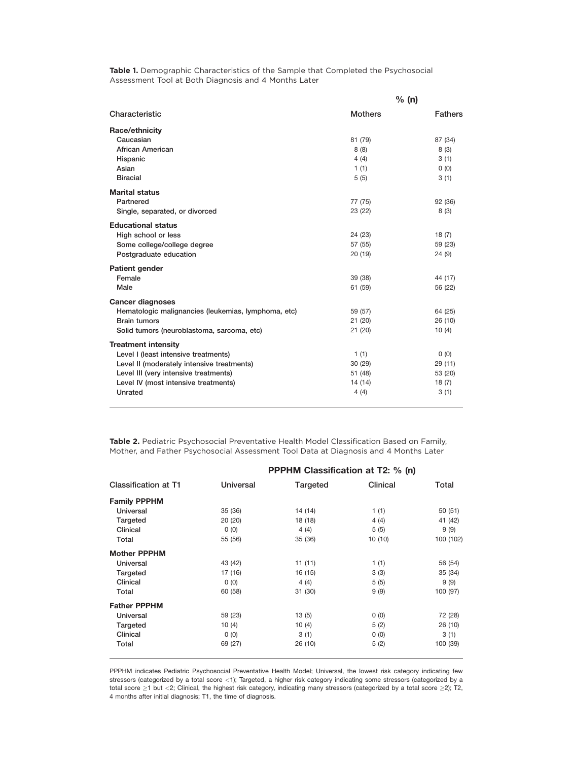**Table 1.** Demographic Characteristics of the Sample that Completed the Psychosocial Assessment Tool at Both Diagnosis and 4 Months Later

| Characteristic | % (n) | |
|---|---|---|
| | Mothers | Fathers |
| **Race/ethnicity** | | |
| Caucasian | 81 (79) | 87 (34) |
| African American | 8 (8) | 8 (3) |
| Hispanic | 4 (4) | 3 (1) |
| Asian | 1 (1) | 0 (0) |
| Biracial | 5 (5) | 3 (1) |
| **Marital status** | | |
| Partnered | 77 (75) | 92 (36) |
| Single, separated, or divorced | 23 (22) | 8 (3) |
| **Educational status** | | |
| High school or less | 24 (23) | 18 (7) |
| Some college/college degree | 57 (55) | 59 (23) |
| Postgraduate education | 20 (19) | 24 (9) |
| **Patient gender** | | |
| Female | 39 (38) | 44 (17) |
| Male | 61 (59) | 56 (22) |
| **Cancer diagnoses** | | |
| Hematologic malignancies (leukemias, lymphoma, etc) | 59 (57) | 64 (25) |
| Brain tumors | 21 (20) | 26 (10) |
| Solid tumors (neuroblastoma, sarcoma, etc) | 21 (20) | 10 (4) |
| **Treatment intensity** | | |
| Level I (least intensive treatments) | 1 (1) | 0 (0) |
| Level II (moderately intensive treatments) | 30 (29) | 29 (11) |
| Level III (very intensive treatments) | 51 (48) | 53 (20) |
| Level IV (most intensive treatments) | 14 (14) | 18 (7) |
| Unrated | 4 (4) | 3 (1) |

**Table 2.** Pediatric Psychosocial Preventative Health Model Classification Based on Family, Mother, and Father Psychosocial Assessment Tool Data at Diagnosis and 4 Months Later

| Classification at T1 | PPPHM Classification at T2: % (n) | | | |
|---|---|---|---|---|
| | Universal | Targeted | Clinical | Total |
| **Family PPPHM** | | | | |
| Universal | 35 (36) | 14 (14) | 1 (1) | 50 (51) |
| Targeted | 20 (20) | 18 (18) | 4 (4) | 41 (42) |
| Clinical | 0 (0) | 4 (4) | 5 (5) | 9 (9) |
| Total | 55 (56) | 35 (36) | 10 (10) | 100 (102) |
| **Mother PPPHM** | | | | |
| Universal | 43 (42) | 11 (11) | 1 (1) | 56 (54) |
| Targeted | 17 (16) | 16 (15) | 3 (3) | 35 (34) |
| Clinical | 0 (0) | 4 (4) | 5 (5) | 9 (9) |
| Total | 60 (58) | 31 (30) | 9 (9) | 100 (97) |
| **Father PPPHM** | | | | |
| Universal | 59 (23) | 13 (5) | 0 (0) | 72 (28) |
| Targeted | 10 (4) | 10 (4) | 5 (2) | 26 (10) |
| Clinical | 0 (0) | 3 (1) | 0 (0) | 3 (1) |
| Total | 69 (27) | 26 (10) | 5 (2) | 100 (39) |

PPPHM indicates Pediatric Psychosocial Preventative Health Model; Universal, the lowest risk category indicating few stressors (categorized by a total score $<1$); Targeted, a higher risk category indicating some stressors (categorized by a total score $\geq 1$ but $<2$; Clinical, the highest risk category, indicating many stressors (categorized by a total score $\geq 2$); T2, 4 months after initial diagnosis; T1, the time of diagnosis.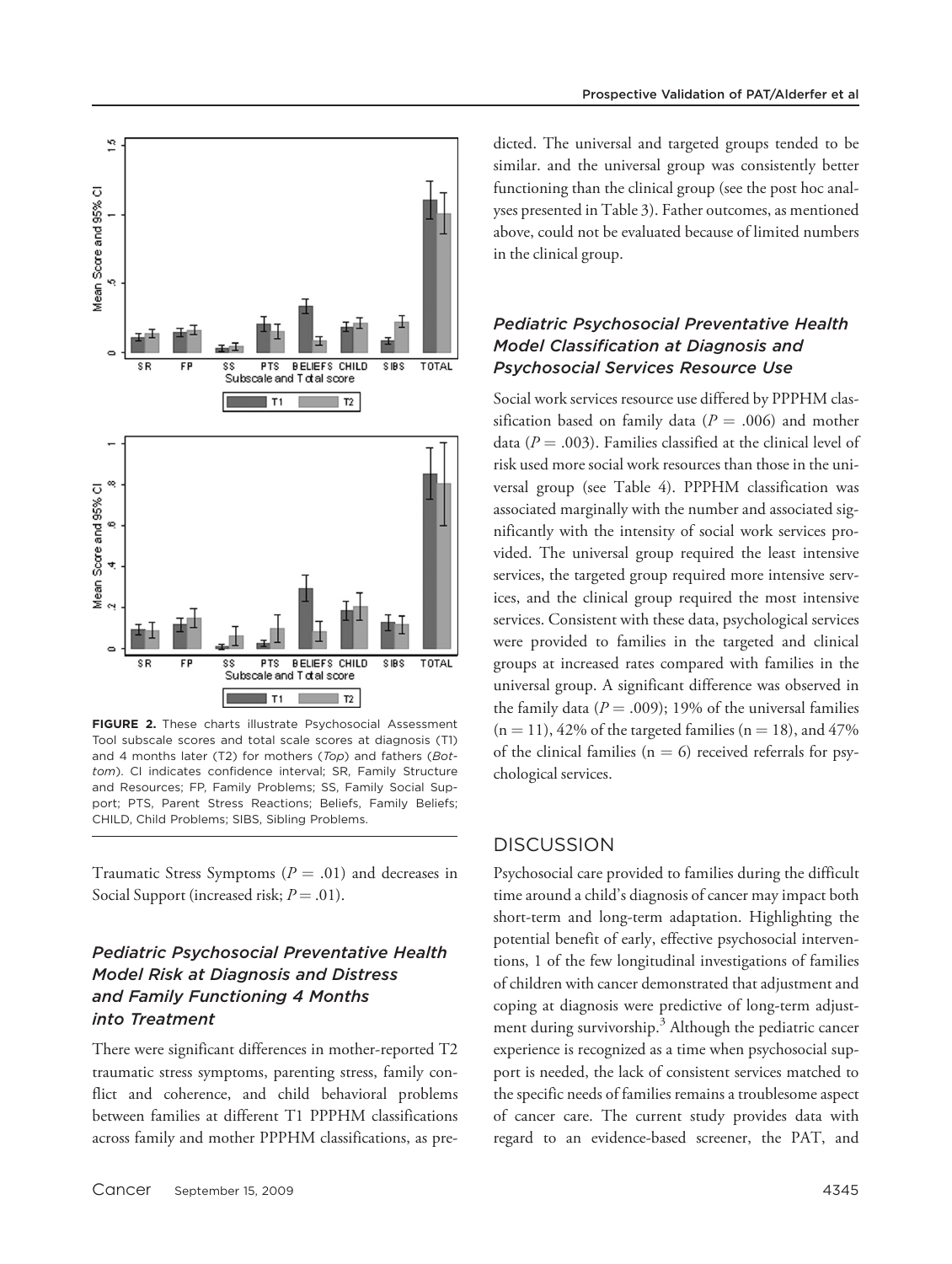FIGURE 2. These charts illustrate Psychosocial Assessment Tool subscale scores and total scale scores at diagnosis (T1) and 4 months later (T2) for mothers (*Top*) and fathers (*Bottom*). CI indicates confidence interval; SR, Family Structure and Resources; FP, Family Problems; SS, Family Social Support; PTS, Parent Stress Reactions; Beliefs, Family Beliefs; CHILD, Child Problems; SIBS, Sibling Problems.

Traumatic Stress Symptoms ($P = .01$) and decreases in Social Support (increased risk; $P = .01$).

### *Pediatric Psychosocial Preventative Health Model Risk at Diagnosis and Distress and Family Functioning 4 Months into Treatment*

There were significant differences in mother-reported T2 traumatic stress symptoms, parenting stress, family conflict and coherence, and child behavioral problems between families at different T1 PPPHM classifications across family and mother PPPHM classifications, as predicted. The universal and targeted groups tended to be similar. and the universal group was consistently better functioning than the clinical group (see the post hoc analyses presented in Table 3). Father outcomes, as mentioned above, could not be evaluated because of limited numbers in the clinical group.

### *Pediatric Psychosocial Preventative Health Model Classification at Diagnosis and Psychosocial Services Resource Use*

Social work services resource use differed by PPPHM classification based on family data ($P = .006$) and mother data ($P = .003$). Families classified at the clinical level of risk used more social work resources than those in the universal group (see Table 4). PPPHM classification was associated marginally with the number and associated significantly with the intensity of social work services provided. The universal group required the least intensive services, the targeted group required more intensive services, and the clinical group required the most intensive services. Consistent with these data, psychological services were provided to families in the targeted and clinical groups at increased rates compared with families in the universal group. A significant difference was observed in the family data ($P = .009$); 19% of the universal families (n = 11), 42% of the targeted families (n = 18), and 47% of the clinical families (n = 6) received referrals for psychological services.

## DISCUSSION

Psychosocial care provided to families during the difficult time around a child's diagnosis of cancer may impact both short-term and long-term adaptation. Highlighting the potential benefit of early, effective psychosocial interventions, 1 of the few longitudinal investigations of families of children with cancer demonstrated that adjustment and coping at diagnosis were predictive of long-term adjustment during survivorship.[3] Although the pediatric cancer experience is recognized as a time when psychosocial support is needed, the lack of consistent services matched to the specific needs of families remains a troublesome aspect of cancer care. The current study provides data with regard to an evidence-based screener, the PAT, and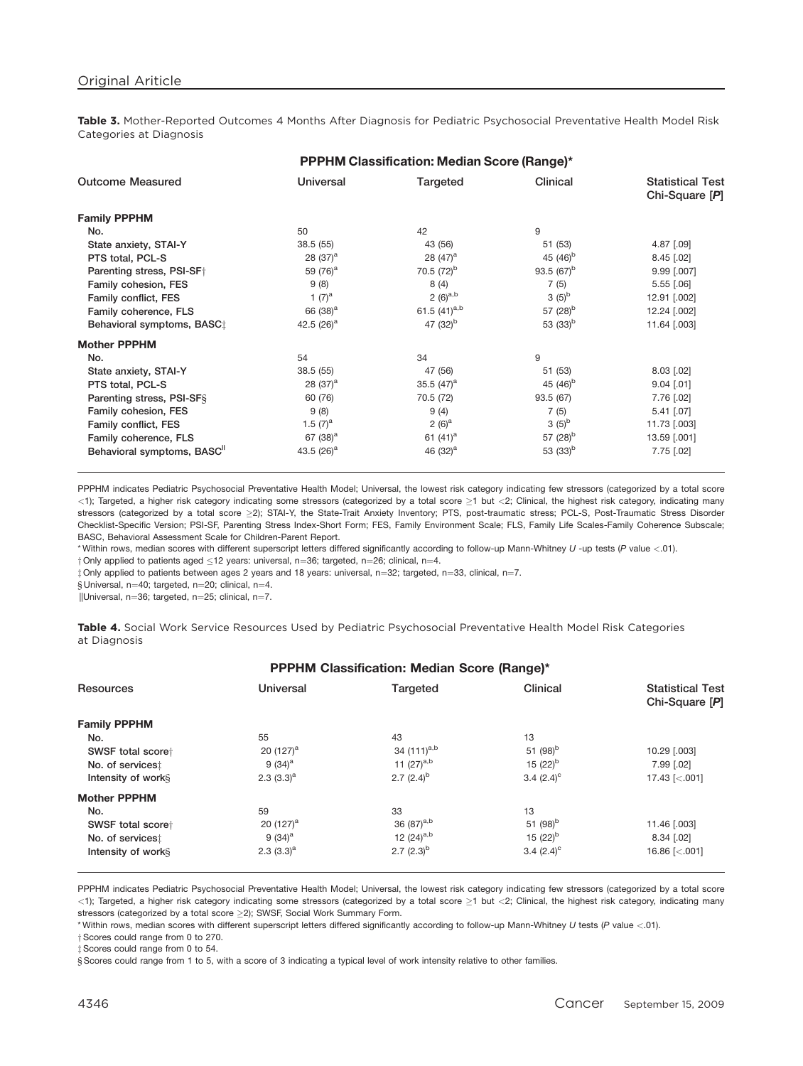**Table 3.** Mother-Reported Outcomes 4 Months After Diagnosis for Pediatric Psychosocial Preventative Health Model Risk Categories at Diagnosis

| Outcome Measured | PPPHM Classification: Median Score (Range)* | | | |
|---|---|---|---|---|
| | Universal | Targeted | Clinical | Statistical Test Chi-Square [*P*] |
| **Family PPPHM** | | | | |
| No. | 50 | 42 | 9 | |
| State anxiety, STAI-Y | 38.5 (55) | 43 (56) | 51 (53) | 4.87 [.09] |
| PTS total, PCL-S | 28 (37)[a] | 28 (47)[a] | 45 (46)[b] | 8.45 [.02] |
| Parenting stress, PSI-SF† | 59 (76)[a] | 70.5 (72)[b] | 93.5 (67)[b] | 9.99 [.007] |
| Family cohesion, FES | 9 (8) | 8 (4) | 7 (5) | 5.55 [.06] |
| Family conflict, FES | 1 (7)[a] | 2 (6)[a,b] | 3 (5)[b] | 12.91 [.002] |
| Family coherence, FLS | 66 (38)[a] | 61.5 (41)[a,b] | 57 (28)[b] | 12.24 [.002] |
| Behavioral symptoms, BASC‡ | 42.5 (26)[a] | 47 (32)[b] | 53 (33)[b] | 11.64 [.003] |
| **Mother PPPHM** | | | | |
| No. | 54 | 34 | 9 | |
| State anxiety, STAI-Y | 38.5 (55) | 47 (56) | 51 (53) | 8.03 [.02] |
| PTS total, PCL-S | 28 (37)[a] | 35.5 (47)[a] | 45 (46)[b] | 9.04 [.01] |
| Parenting stress, PSI-SF§ | 60 (76) | 70.5 (72) | 93.5 (67) | 7.76 [.02] |
| Family cohesion, FES | 9 (8) | 9 (4) | 7 (5) | 5.41 [.07] |
| Family conflict, FES | 1.5 (7)[a] | 2 (6)[a] | 3 (5)[b] | 11.73 [.003] |
| Family coherence, FLS | 67 (38)[a] | 61 (41)[a] | 57 (28)[b] | 13.59 [.001] |
| Behavioral symptoms, BASC‖ | 43.5 (26)[a] | 46 (32)[a] | 53 (33)[b] | 7.75 [.02] |

PPPHM indicates Pediatric Psychosocial Preventative Health Model; Universal, the lowest risk category indicating few stressors (categorized by a total score <1); Targeted, a higher risk category indicating some stressors (categorized by a total score ≥1 but <2; Clinical, the highest risk category, indicating many stressors (categorized by a total score ≥2); STAI-Y, the State-Trait Anxiety Inventory; PTS, post-traumatic stress; PCL-S, Post-Traumatic Stress Disorder Checklist-Specific Version; PSI-SF, Parenting Stress Index-Short Form; FES, Family Environment Scale; FLS, Family Life Scales-Family Coherence Subscale; BASC, Behavioral Assessment Scale for Children-Parent Report.

* Within rows, median scores with different superscript letters differed significantly according to follow-up Mann-Whitney *U* -up tests (*P* value <.01).

† Only applied to patients aged ≤12 years: universal, n=36; targeted, n=26; clinical, n=4.

‡ Only applied to patients between ages 2 years and 18 years: universal, n=32; targeted, n=33, clinical, n=7.

§ Universal, n=40; targeted, n=20; clinical, n=4.

‖ Universal, n=36; targeted, n=25; clinical, n=7.

**Table 4.** Social Work Service Resources Used by Pediatric Psychosocial Preventative Health Model Risk Categories at Diagnosis

| Resources | PPPHM Classification: Median Score (Range)* | | | |
|---|---|---|---|---|
| | Universal | Targeted | Clinical | Statistical Test Chi-Square [*P*] |
| **Family PPPHM** | | | | |
| No. | 55 | 43 | 13 | |
| SWSF total score† | 20 (127)[a] | 34 (111)[a,b] | 51 (98)[b] | 10.29 [.003] |
| No. of services‡ | 9 (34)[a] | 11 (27)[a,b] | 15 (22)[b] | 7.99 [.02] |
| Intensity of work§ | 2.3 (3.3)[a] | 2.7 (2.4)[b] | 3.4 (2.4)[c] | 17.43 [<.001] |
| **Mother PPPHM** | | | | |
| No. | 59 | 33 | 13 | |
| SWSF total score† | 20 (127)[a] | 36 (87)[a,b] | 51 (98)[b] | 11.46 [.003] |
| No. of services‡ | 9 (34)[a] | 12 (24)[a,b] | 15 (22)[b] | 8.34 [.02] |
| Intensity of work§ | 2.3 (3.3)[a] | 2.7 (2.3)[b] | 3.4 (2.4)[c] | 16.86 [<.001] |

PPPHM indicates Pediatric Psychosocial Preventative Health Model; Universal, the lowest risk category indicating few stressors (categorized by a total score <1); Targeted, a higher risk category indicating some stressors (categorized by a total score ≥1 but <2; Clinical, the highest risk category, indicating many stressors (categorized by a total score ≥2); SWSF, Social Work Summary Form.

* Within rows, median scores with different superscript letters differed significantly according to follow-up Mann-Whitney *U* tests (*P* value <.01).

† Scores could range from 0 to 270.

‡ Scores could range from 0 to 54.

§ Scores could range from 1 to 5, with a score of 3 indicating a typical level of work intensity relative to other families.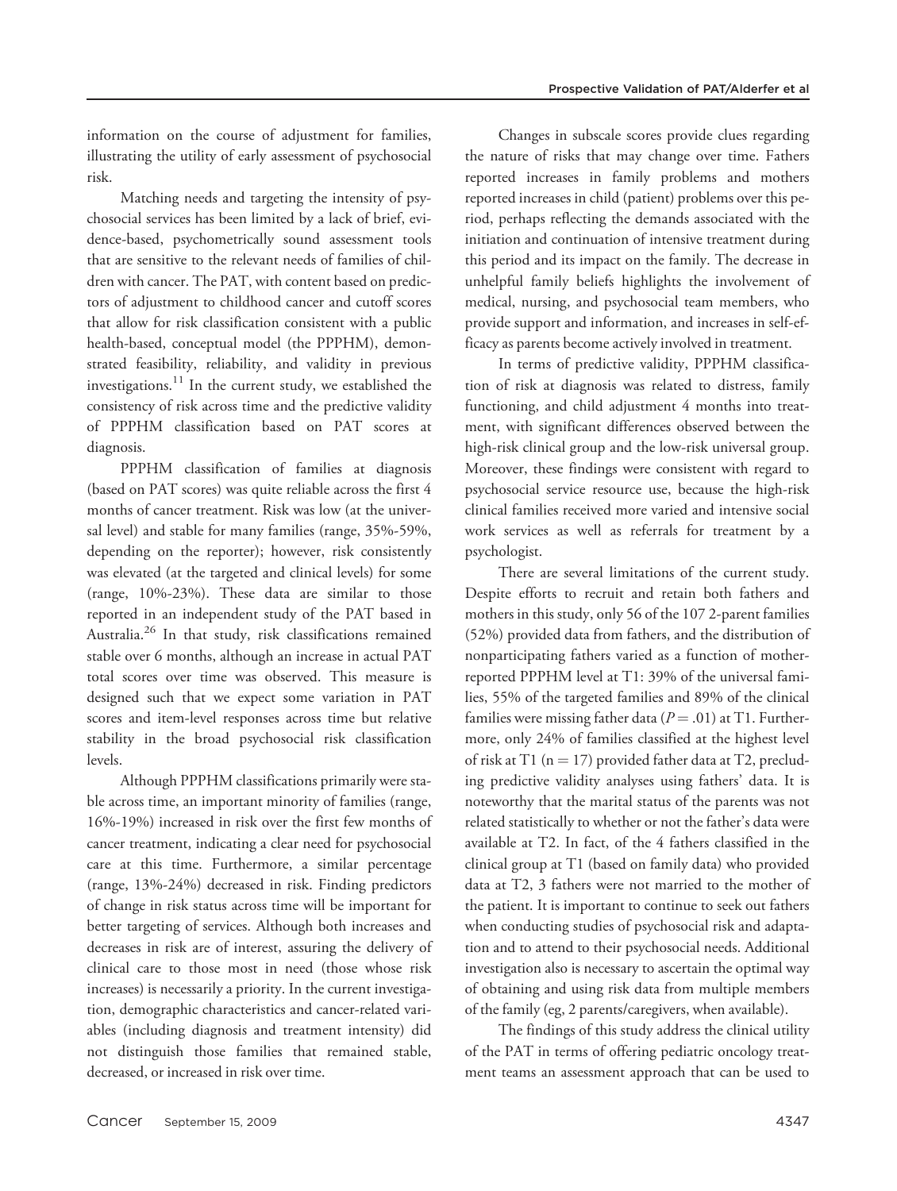information on the course of adjustment for families, illustrating the utility of early assessment of psychosocial risk.

Matching needs and targeting the intensity of psychosocial services has been limited by a lack of brief, evidence-based, psychometrically sound assessment tools that are sensitive to the relevant needs of families of children with cancer. The PAT, with content based on predictors of adjustment to childhood cancer and cutoff scores that allow for risk classification consistent with a public health-based, conceptual model (the PPPHM), demonstrated feasibility, reliability, and validity in previous investigations.[11] In the current study, we established the consistency of risk across time and the predictive validity of PPPHM classification based on PAT scores at diagnosis.

PPPHM classification of families at diagnosis (based on PAT scores) was quite reliable across the first 4 months of cancer treatment. Risk was low (at the universal level) and stable for many families (range, 35%-59%, depending on the reporter); however, risk consistently was elevated (at the targeted and clinical levels) for some (range, 10%-23%). These data are similar to those reported in an independent study of the PAT based in Australia.[26] In that study, risk classifications remained stable over 6 months, although an increase in actual PAT total scores over time was observed. This measure is designed such that we expect some variation in PAT scores and item-level responses across time but relative stability in the broad psychosocial risk classification levels.

Although PPPHM classifications primarily were stable across time, an important minority of families (range, 16%-19%) increased in risk over the first few months of cancer treatment, indicating a clear need for psychosocial care at this time. Furthermore, a similar percentage (range, 13%-24%) decreased in risk. Finding predictors of change in risk status across time will be important for better targeting of services. Although both increases and decreases in risk are of interest, assuring the delivery of clinical care to those most in need (those whose risk increases) is necessarily a priority. In the current investigation, demographic characteristics and cancer-related variables (including diagnosis and treatment intensity) did not distinguish those families that remained stable, decreased, or increased in risk over time.

Changes in subscale scores provide clues regarding the nature of risks that may change over time. Fathers reported increases in family problems and mothers reported increases in child (patient) problems over this period, perhaps reflecting the demands associated with the initiation and continuation of intensive treatment during this period and its impact on the family. The decrease in unhelpful family beliefs highlights the involvement of medical, nursing, and psychosocial team members, who provide support and information, and increases in self-efficacy as parents become actively involved in treatment.

In terms of predictive validity, PPPHM classification of risk at diagnosis was related to distress, family functioning, and child adjustment 4 months into treatment, with significant differences observed between the high-risk clinical group and the low-risk universal group. Moreover, these findings were consistent with regard to psychosocial service resource use, because the high-risk clinical families received more varied and intensive social work services as well as referrals for treatment by a psychologist.

There are several limitations of the current study. Despite efforts to recruit and retain both fathers and mothers in this study, only 56 of the 107 2-parent families (52%) provided data from fathers, and the distribution of nonparticipating fathers varied as a function of mother-reported PPPHM level at T1: 39% of the universal families, 55% of the targeted families and 89% of the clinical families were missing father data ($P = .01$) at T1. Furthermore, only 24% of families classified at the highest level of risk at T1 ($n = 17$) provided father data at T2, precluding predictive validity analyses using fathers' data. It is noteworthy that the marital status of the parents was not related statistically to whether or not the father's data were available at T2. In fact, of the 4 fathers classified in the clinical group at T1 (based on family data) who provided data at T2, 3 fathers were not married to the mother of the patient. It is important to continue to seek out fathers when conducting studies of psychosocial risk and adaptation and to attend to their psychosocial needs. Additional investigation also is necessary to ascertain the optimal way of obtaining and using risk data from multiple members of the family (eg, 2 parents/caregivers, when available).

The findings of this study address the clinical utility of the PAT in terms of offering pediatric oncology treatment teams an assessment approach that can be used to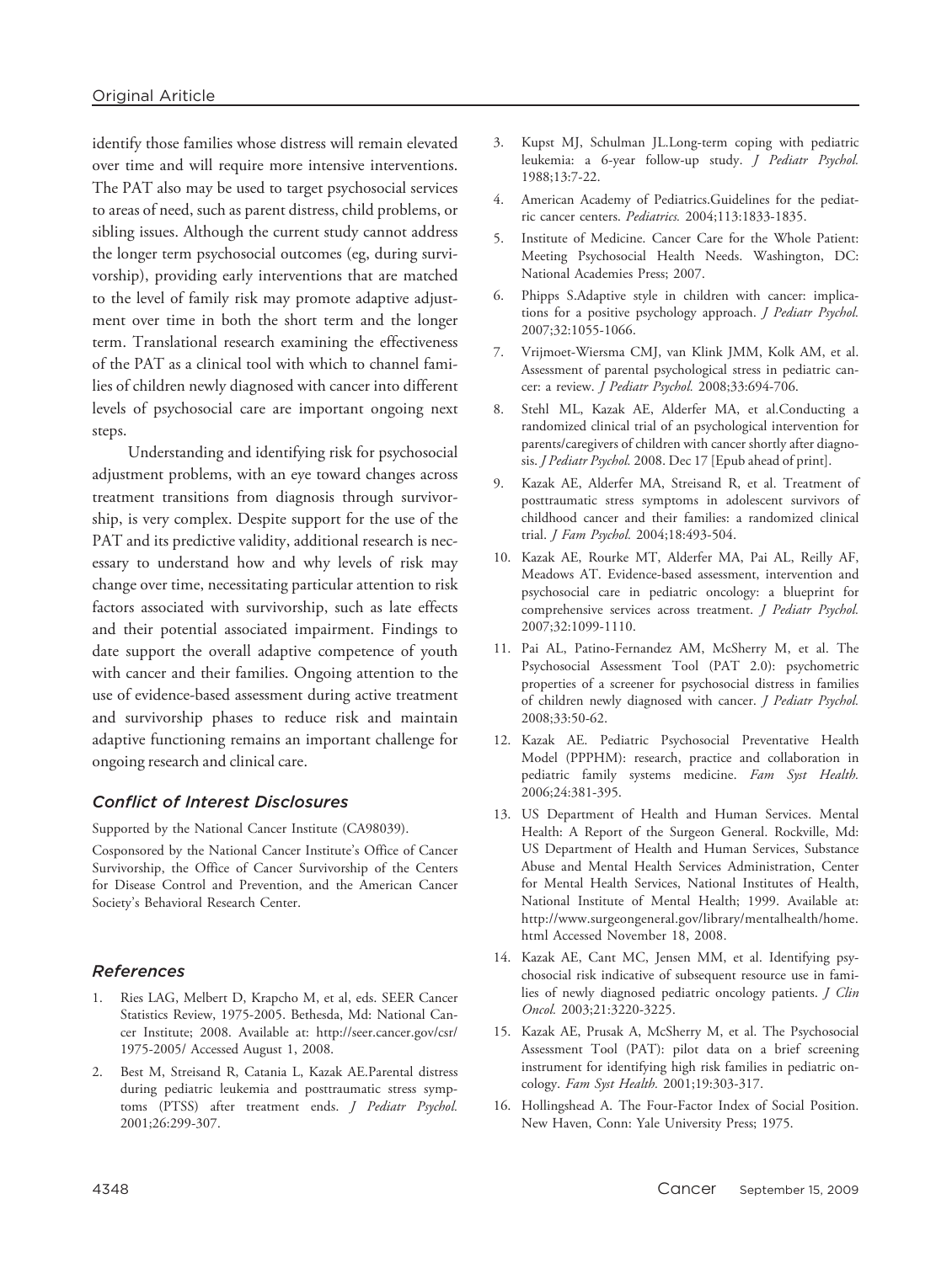identify those families whose distress will remain elevated over time and will require more intensive interventions. The PAT also may be used to target psychosocial services to areas of need, such as parent distress, child problems, or sibling issues. Although the current study cannot address the longer term psychosocial outcomes (eg, during survivorship), providing early interventions that are matched to the level of family risk may promote adaptive adjustment over time in both the short term and the longer term. Translational research examining the effectiveness of the PAT as a clinical tool with which to channel families of children newly diagnosed with cancer into different levels of psychosocial care are important ongoing next steps.

Understanding and identifying risk for psychosocial adjustment problems, with an eye toward changes across treatment transitions from diagnosis through survivorship, is very complex. Despite support for the use of the PAT and its predictive validity, additional research is necessary to understand how and why levels of risk may change over time, necessitating particular attention to risk factors associated with survivorship, such as late effects and their potential associated impairment. Findings to date support the overall adaptive competence of youth with cancer and their families. Ongoing attention to the use of evidence-based assessment during active treatment and survivorship phases to reduce risk and maintain adaptive functioning remains an important challenge for ongoing research and clinical care.

## *Conflict of Interest Disclosures*

Supported by the National Cancer Institute (CA98039).

Cosponsored by the National Cancer Institute's Office of Cancer Survivorship, the Office of Cancer Survivorship of the Centers for Disease Control and Prevention, and the American Cancer Society's Behavioral Research Center.

## *References*

1. Ries LAG, Melbert D, Krapcho M, et al, eds. SEER Cancer Statistics Review, 1975-2005. Bethesda, Md: National Cancer Institute; 2008. Available at: http://seer.cancer.gov/csr/1975-2005/ Accessed August 1, 2008.
2. Best M, Streisand R, Catania L, Kazak AE.Parental distress during pediatric leukemia and posttraumatic stress symptoms (PTSS) after treatment ends. *J Pediatr Psychol.* 2001;26:299-307.
3. Kupst MJ, Schulman JL.Long-term coping with pediatric leukemia: a 6-year follow-up study. *J Pediatr Psychol.* 1988;13:7-22.
4. American Academy of Pediatrics.Guidelines for the pediatric cancer centers. *Pediatrics.* 2004;113:1833-1835.
5. Institute of Medicine. Cancer Care for the Whole Patient: Meeting Psychosocial Health Needs. Washington, DC: National Academies Press; 2007.
6. Phipps S.Adaptive style in children with cancer: implications for a positive psychology approach. *J Pediatr Psychol.* 2007;32:1055-1066.
7. Vrijmoet-Wiersma CMJ, van Klink JMM, Kolk AM, et al. Assessment of parental psychological stress in pediatric cancer: a review. *J Pediatr Psychol.* 2008;33:694-706.
8. Stehl ML, Kazak AE, Alderfer MA, et al.Conducting a randomized clinical trial of an psychological intervention for parents/caregivers of children with cancer shortly after diagnosis. *J Pediatr Psychol.* 2008. Dec 17 [Epub ahead of print].
9. Kazak AE, Alderfer MA, Streisand R, et al. Treatment of posttraumatic stress symptoms in adolescent survivors of childhood cancer and their families: a randomized clinical trial. *J Fam Psychol.* 2004;18:493-504.
10. Kazak AE, Rourke MT, Alderfer MA, Pai AL, Reilly AF, Meadows AT. Evidence-based assessment, intervention and psychosocial care in pediatric oncology: a blueprint for comprehensive services across treatment. *J Pediatr Psychol.* 2007;32:1099-1110.
11. Pai AL, Patino-Fernandez AM, McSherry M, et al. The Psychosocial Assessment Tool (PAT 2.0): psychometric properties of a screener for psychosocial distress in families of children newly diagnosed with cancer. *J Pediatr Psychol.* 2008;33:50-62.
12. Kazak AE. Pediatric Psychosocial Preventative Health Model (PPPHM): research, practice and collaboration in pediatric family systems medicine. *Fam Syst Health.* 2006;24:381-395.
13. US Department of Health and Human Services. Mental Health: A Report of the Surgeon General. Rockville, Md: US Department of Health and Human Services, Substance Abuse and Mental Health Services Administration, Center for Mental Health Services, National Institutes of Health, National Institute of Mental Health; 1999. Available at: http://www.surgeongeneral.gov/library/mentalhealth/home.html Accessed November 18, 2008.
14. Kazak AE, Cant MC, Jensen MM, et al. Identifying psychosocial risk indicative of subsequent resource use in families of newly diagnosed pediatric oncology patients. *J Clin Oncol.* 2003;21:3220-3225.
15. Kazak AE, Prusak A, McSherry M, et al. The Psychosocial Assessment Tool (PAT): pilot data on a brief screening instrument for identifying high risk families in pediatric oncology. *Fam Syst Health.* 2001;19:303-317.
16. Hollingshead A. The Four-Factor Index of Social Position. New Haven, Conn: Yale University Press; 1975.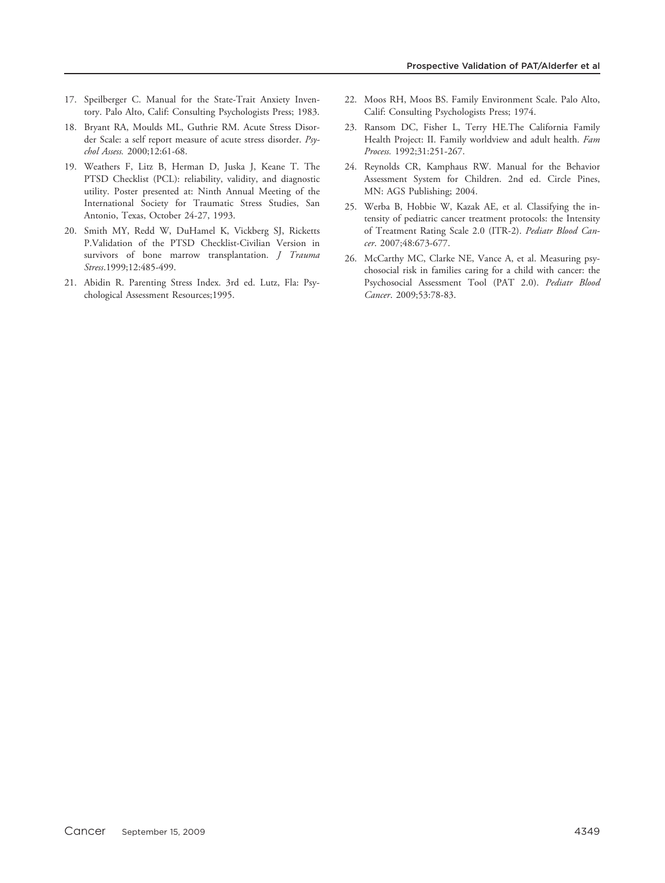17. Speilberger C. Manual for the State-Trait Anxiety Inventory. Palo Alto, Calif: Consulting Psychologists Press; 1983.
18. Bryant RA, Moulds ML, Guthrie RM. Acute Stress Disorder Scale: a self report measure of acute stress disorder. *Psychol Assess.* 2000;12:61-68.
19. Weathers F, Litz B, Herman D, Juska J, Keane T. The PTSD Checklist (PCL): reliability, validity, and diagnostic utility. Poster presented at: Ninth Annual Meeting of the International Society for Traumatic Stress Studies, San Antonio, Texas, October 24-27, 1993.
20. Smith MY, Redd W, DuHamel K, Vickberg SJ, Ricketts P.Validation of the PTSD Checklist-Civilian Version in survivors of bone marrow transplantation. *J Trauma Stress*.1999;12:485-499.
21. Abidin R. Parenting Stress Index. 3rd ed. Lutz, Fla: Psychological Assessment Resources;1995.
22. Moos RH, Moos BS. Family Environment Scale. Palo Alto, Calif: Consulting Psychologists Press; 1974.
23. Ransom DC, Fisher L, Terry HE.The California Family Health Project: II. Family worldview and adult health. *Fam Process.* 1992;31:251-267.
24. Reynolds CR, Kamphaus RW. Manual for the Behavior Assessment System for Children. 2nd ed. Circle Pines, MN: AGS Publishing; 2004.
25. Werba B, Hobbie W, Kazak AE, et al. Classifying the intensity of pediatric cancer treatment protocols: the Intensity of Treatment Rating Scale 2.0 (ITR-2). *Pediatr Blood Cancer*. 2007;48:673-677.
26. McCarthy MC, Clarke NE, Vance A, et al. Measuring psychosocial risk in families caring for a child with cancer: the Psychosocial Assessment Tool (PAT 2.0). *Pediatr Blood Cancer*. 2009;53:78-83.